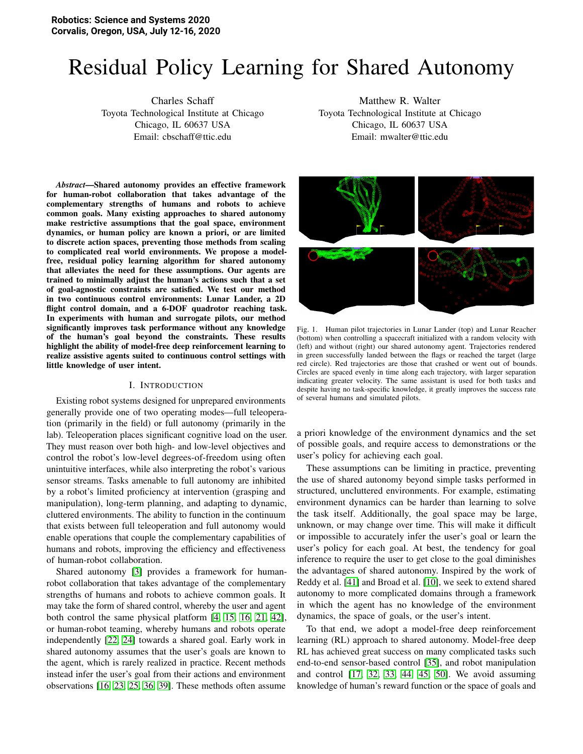Robotics: Science and Systems 2020
Corvalis, Oregon, USA, July 12-16, 2020

# Residual Policy Learning for Shared Autonomy

Charles Schaff
Toyota Technological Institute at Chicago
Chicago, IL 60637 USA
Email: cbschaff@ttic.edu

Matthew R. Walter
Toyota Technological Institute at Chicago
Chicago, IL 60637 USA
Email: mwalter@ttic.edu

***Abstract*—Shared autonomy provides an effective framework for human-robot collaboration that takes advantage of the complementary strengths of humans and robots to achieve common goals. Many existing approaches to shared autonomy make restrictive assumptions that the goal space, environment dynamics, or human policy are known a priori, or are limited to discrete action spaces, preventing those methods from scaling to complicated real world environments. We propose a model-free, residual policy learning algorithm for shared autonomy that alleviates the need for these assumptions. Our agents are trained to minimally adjust the human's actions such that a set of goal-agnostic constraints are satisfied. We test our method in two continuous control environments: Lunar Lander, a 2D flight control domain, and a 6-DOF quadrotor reaching task. In experiments with human and surrogate pilots, our method significantly improves task performance without any knowledge of the human's goal beyond the constraints. These results highlight the ability of model-free deep reinforcement learning to realize assistive agents suited to continuous control settings with little knowledge of user intent.**

Fig. 1. Human pilot trajectories in Lunar Lander (top) and Lunar Reacher (bottom) when controlling a spacecraft initialized with a random velocity with (left) and without (right) our shared autonomy agent. Trajectories rendered in green successfully landed between the flags or reached the target (large red circle). Red trajectories are those that crashed or went out of bounds. Circles are spaced evenly in time along each trajectory, with larger separation indicating greater velocity. The same assistant is used for both tasks and despite having no task-specific knowledge, it greatly improves the success rate of several humans and simulated pilots.

## I. Introduction

Existing robot systems designed for unprepared environments generally provide one of two operating modes—full teleoperation (primarily in the field) or full autonomy (primarily in the lab). Teleoperation places significant cognitive load on the user. They must reason over both high- and low-level objectives and control the robot's low-level degrees-of-freedom using often unintuitive interfaces, while also interpreting the robot's various sensor streams. Tasks amenable to full autonomy are inhibited by a robot's limited proficiency at intervention (grasping and manipulation), long-term planning, and adapting to dynamic, cluttered environments. The ability to function in the continuum that exists between full teleoperation and full autonomy would enable operations that couple the complementary capabilities of humans and robots, improving the efficiency and effectiveness of human-robot collaboration.

Shared autonomy [3] provides a framework for human-robot collaboration that takes advantage of the complementary strengths of humans and robots to achieve common goals. It may take the form of shared control, whereby the user and agent both control the same physical platform [4, 15, 16, 21, 42], or human-robot teaming, whereby humans and robots operate independently [22, 24] towards a shared goal. Early work in shared autonomy assumes that the user's goals are known to the agent, which is rarely realized in practice. Recent methods instead infer the user's goal from their actions and environment observations [16, 23, 25, 36, 39]. These methods often assume a priori knowledge of the environment dynamics and the set of possible goals, and require access to demonstrations or the user's policy for achieving each goal.

These assumptions can be limiting in practice, preventing the use of shared autonomy beyond simple tasks performed in structured, uncluttered environments. For example, estimating environment dynamics can be harder than learning to solve the task itself. Additionally, the goal space may be large, unknown, or may change over time. This will make it difficult or impossible to accurately infer the user's goal or learn the user's policy for each goal. At best, the tendency for goal inference to require the user to get close to the goal diminishes the advantages of shared autonomy. Inspired by the work of Reddy et al. [41] and Broad et al. [10], we seek to extend shared autonomy to more complicated domains through a framework in which the agent has no knowledge of the environment dynamics, the space of goals, or the user's intent.

To that end, we adopt a model-free deep reinforcement learning (RL) approach to shared autonomy. Model-free deep RL has achieved great success on many complicated tasks such end-to-end sensor-based control [35], and robot manipulation and control [17, 32, 33, 44, 45, 50]. We avoid assuming knowledge of human's reward function or the space of goals and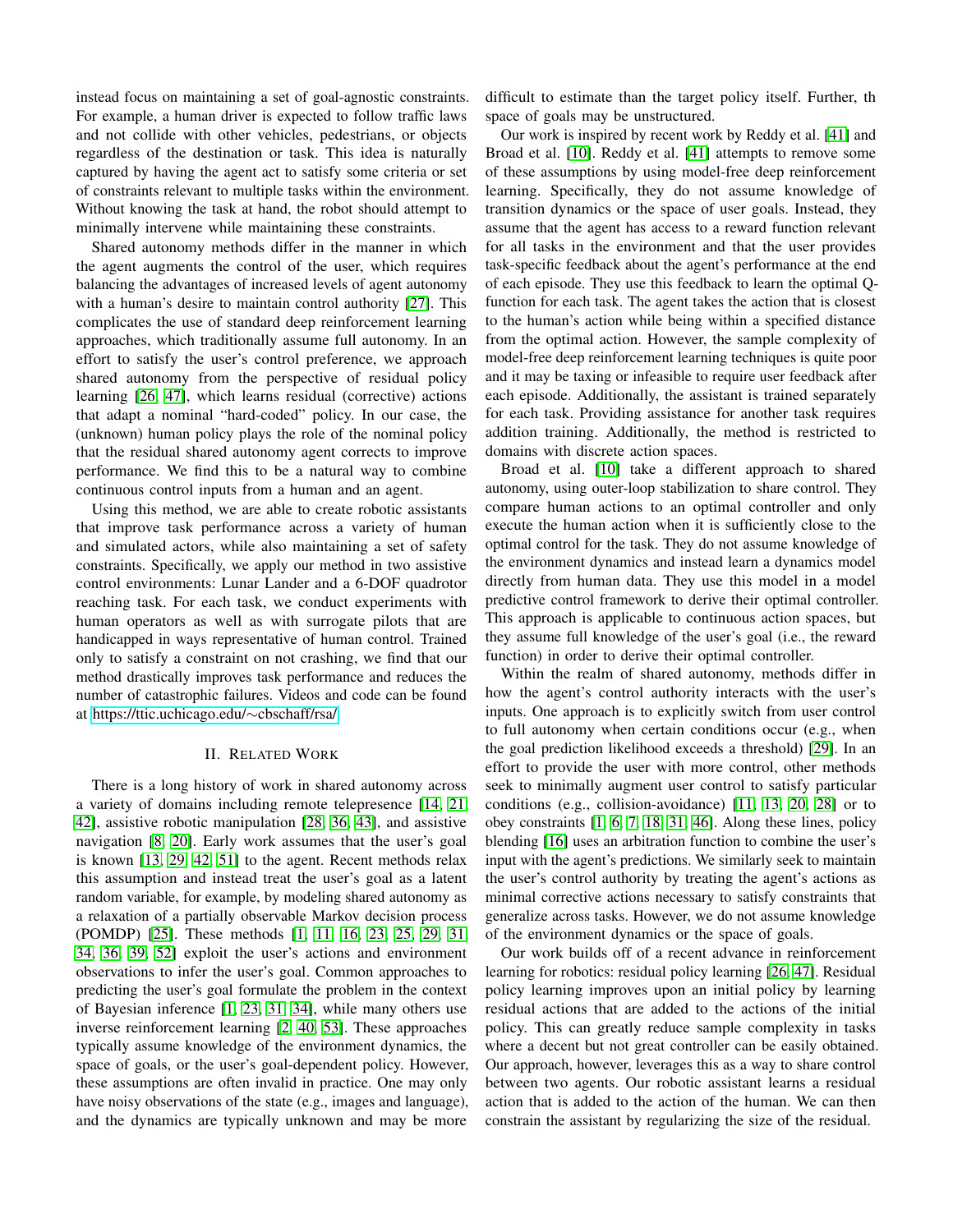instead focus on maintaining a set of goal-agnostic constraints. For example, a human driver is expected to follow traffic laws and not collide with other vehicles, pedestrians, or objects regardless of the destination or task. This idea is naturally captured by having the agent act to satisfy some criteria or set of constraints relevant to multiple tasks within the environment. Without knowing the task at hand, the robot should attempt to minimally intervene while maintaining these constraints.

Shared autonomy methods differ in the manner in which the agent augments the control of the user, which requires balancing the advantages of increased levels of agent autonomy with a human's desire to maintain control authority [27]. This complicates the use of standard deep reinforcement learning approaches, which traditionally assume full autonomy. In an effort to satisfy the user's control preference, we approach shared autonomy from the perspective of residual policy learning [26, 47], which learns residual (corrective) actions that adapt a nominal "hard-coded" policy. In our case, the (unknown) human policy plays the role of the nominal policy that the residual shared autonomy agent corrects to improve performance. We find this to be a natural way to combine continuous control inputs from a human and an agent.

Using this method, we are able to create robotic assistants that improve task performance across a variety of human and simulated actors, while also maintaining a set of safety constraints. Specifically, we apply our method in two assistive control environments: Lunar Lander and a 6-DOF quadrotor reaching task. For each task, we conduct experiments with human operators as well as with surrogate pilots that are handicapped in ways representative of human control. Trained only to satisfy a constraint on not crashing, we find that our method drastically improves task performance and reduces the number of catastrophic failures. Videos and code can be found at https://ttic.uchicago.edu/∼cbschaff/rsa/.

## II. Related Work

There is a long history of work in shared autonomy across a variety of domains including remote telepresence [14, 21, 42], assistive robotic manipulation [28, 36, 43], and assistive navigation [8, 20]. Early work assumes that the user's goal is known [13, 29, 42, 51] to the agent. Recent methods relax this assumption and instead treat the user's goal as a latent random variable, for example, by modeling shared autonomy as a relaxation of a partially observable Markov decision process (POMDP) [25]. These methods [1, 11, 16, 23, 25, 29, 31, 34, 36, 39, 52] exploit the user's actions and environment observations to infer the user's goal. Common approaches to predicting the user's goal formulate the problem in the context of Bayesian inference [1, 23, 31, 34], while many others use inverse reinforcement learning [2, 40, 53]. These approaches typically assume knowledge of the environment dynamics, the space of goals, or the user's goal-dependent policy. However, these assumptions are often invalid in practice. One may only have noisy observations of the state (e.g., images and language), and the dynamics are typically unknown and may be more difficult to estimate than the target policy itself. Further, th space of goals may be unstructured.

Our work is inspired by recent work by Reddy et al. [41] and Broad et al. [10]. Reddy et al. [41] attempts to remove some of these assumptions by using model-free deep reinforcement learning. Specifically, they do not assume knowledge of transition dynamics or the space of user goals. Instead, they assume that the agent has access to a reward function relevant for all tasks in the environment and that the user provides task-specific feedback about the agent's performance at the end of each episode. They use this feedback to learn the optimal Q-function for each task. The agent takes the action that is closest to the human's action while being within a specified distance from the optimal action. However, the sample complexity of model-free deep reinforcement learning techniques is quite poor and it may be taxing or infeasible to require user feedback after each episode. Additionally, the assistant is trained separately for each task. Providing assistance for another task requires addition training. Additionally, the method is restricted to domains with discrete action spaces.

Broad et al. [10] take a different approach to shared autonomy, using outer-loop stabilization to share control. They compare human actions to an optimal controller and only execute the human action when it is sufficiently close to the optimal control for the task. They do not assume knowledge of the environment dynamics and instead learn a dynamics model directly from human data. They use this model in a model predictive control framework to derive their optimal controller. This approach is applicable to continuous action spaces, but they assume full knowledge of the user's goal (i.e., the reward function) in order to derive their optimal controller.

Within the realm of shared autonomy, methods differ in how the agent's control authority interacts with the user's inputs. One approach is to explicitly switch from user control to full autonomy when certain conditions occur (e.g., when the goal prediction likelihood exceeds a threshold) [29]. In an effort to provide the user with more control, other methods seek to minimally augment user control to satisfy particular conditions (e.g., collision-avoidance) [11, 13, 20, 28] or to obey constraints [1, 6, 7, 18, 31, 46]. Along these lines, policy blending [16] uses an arbitration function to combine the user's input with the agent's predictions. We similarly seek to maintain the user's control authority by treating the agent's actions as minimal corrective actions necessary to satisfy constraints that generalize across tasks. However, we do not assume knowledge of the environment dynamics or the space of goals.

Our work builds off of a recent advance in reinforcement learning for robotics: residual policy learning [26, 47]. Residual policy learning improves upon an initial policy by learning residual actions that are added to the actions of the initial policy. This can greatly reduce sample complexity in tasks where a decent but not great controller can be easily obtained. Our approach, however, leverages this as a way to share control between two agents. Our robotic assistant learns a residual action that is added to the action of the human. We can then constrain the assistant by regularizing the size of the residual.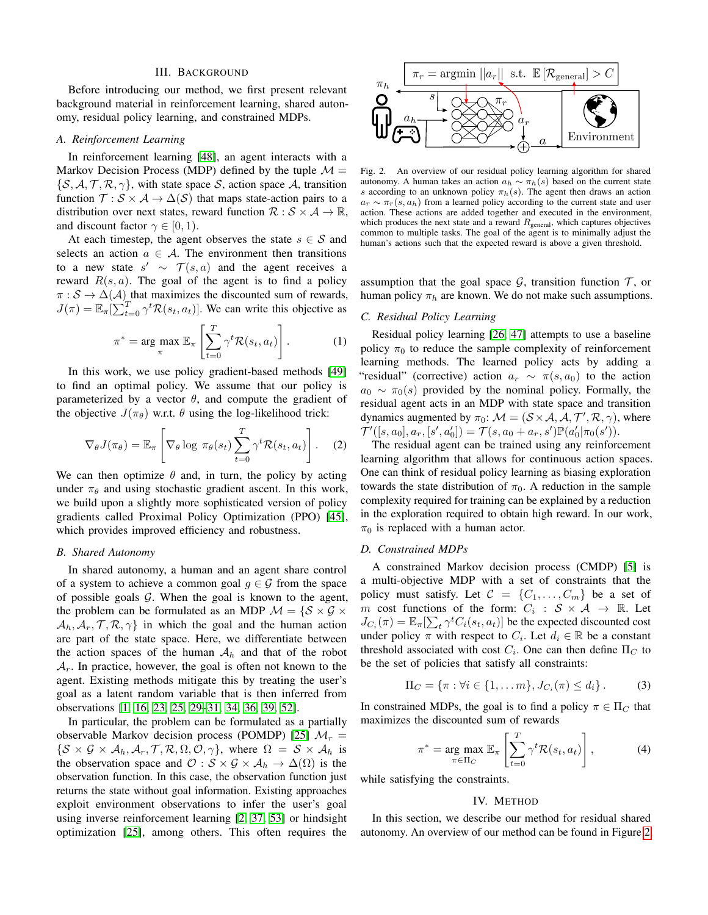## III. Background

Before introducing our method, we first present relevant background material in reinforcement learning, shared autonomy, residual policy learning, and constrained MDPs.

### A. Reinforcement Learning

In reinforcement learning [48], an agent interacts with a Markov Decision Process (MDP) defined by the tuple $\mathcal{M} = \{\mathcal{S}, \mathcal{A}, \mathcal{T}, \mathcal{R}, \gamma\}$, with state space $\mathcal{S}$, action space $\mathcal{A}$, transition function $\mathcal{T} : \mathcal{S} \times \mathcal{A} \rightarrow \Delta(\mathcal{S})$ that maps state-action pairs to a distribution over next states, reward function $\mathcal{R} : \mathcal{S} \times \mathcal{A} \rightarrow \mathbb{R}$, and discount factor $\gamma \in [0, 1)$.

At each timestep, the agent observes the state $s \in \mathcal{S}$ and selects an action $a \in \mathcal{A}$. The environment then transitions to a new state $s' \sim \mathcal{T}(s, a)$ and the agent receives a reward $R(s, a)$. The goal of the agent is to find a policy $\pi : \mathcal{S} \rightarrow \Delta(\mathcal{A})$ that maximizes the discounted sum of rewards, $J(\pi) = \mathbb{E}_\pi[\sum_{t=0}^{T} \gamma^t \mathcal{R}(s_t, a_t)]$. We can write this objective as

$$\pi^* = \arg\max_{\pi} \mathbb{E}_\pi \left[ \sum_{t=0}^{T} \gamma^t \mathcal{R}(s_t, a_t) \right]. \quad (1)$$

In this work, we use policy gradient-based methods [49] to find an optimal policy. We assume that our policy is parameterized by a vector $\theta$, and compute the gradient of the objective $J(\pi_\theta)$ w.r.t. $\theta$ using the log-likelihood trick:

$$\nabla_\theta J(\pi_\theta) = \mathbb{E}_\pi \left[ \nabla_\theta \log \pi_\theta(s_t) \sum_{t=0}^{T} \gamma^t \mathcal{R}(s_t, a_t) \right]. \quad (2)$$

We can then optimize $\theta$ and, in turn, the policy by acting under $\pi_\theta$ and using stochastic gradient ascent. In this work, we build upon a slightly more sophisticated version of policy gradients called Proximal Policy Optimization (PPO) [45], which provides improved efficiency and robustness.

### B. Shared Autonomy

In shared autonomy, a human and an agent share control of a system to achieve a common goal $g \in \mathcal{G}$ from the space of possible goals $\mathcal{G}$. When the goal is known to the agent, the problem can be formulated as an MDP $\mathcal{M} = \{\mathcal{S} \times \mathcal{G} \times \mathcal{A}_h, \mathcal{A}_r, \mathcal{T}, \mathcal{R}, \gamma\}$ in which the goal and the human action are part of the state space. Here, we differentiate between the action spaces of the human $\mathcal{A}_h$ and that of the robot $\mathcal{A}_r$. In practice, however, the goal is often not known to the agent. Existing methods mitigate this by treating the user's goal as a latent random variable that is then inferred from observations [1, 16, 23, 25, 29–31, 34, 36, 39, 52].

In particular, the problem can be formulated as a partially observable Markov decision process (POMDP) [25] $\mathcal{M}_r = \{\mathcal{S} \times \mathcal{G} \times \mathcal{A}_h, \mathcal{A}_r, \mathcal{T}, \mathcal{R}, \Omega, \mathcal{O}, \gamma\}$, where $\Omega = \mathcal{S} \times \mathcal{A}_h$ is the observation space and $\mathcal{O} : \mathcal{S} \times \mathcal{G} \times \mathcal{A}_h \rightarrow \Delta(\Omega)$ is the observation function. In this case, the observation function just returns the state without goal information. Existing approaches exploit environment observations to infer the user's goal using inverse reinforcement learning [2, 37, 53] or hindsight optimization [25], among others. This often requires the assumption that the goal space $\mathcal{G}$, transition function $\mathcal{T}$, or human policy $\pi_h$ are known. We do not make such assumptions.

Fig. 2. An overview of our residual policy learning algorithm for shared autonomy. A human takes an action $a_h \sim \pi_h(s)$ based on the current state $s$ according to an unknown policy $\pi_h(s)$. The agent then draws an action $a_r \sim \pi_r(s, a_h)$ from a learned policy according to the current state and user action. These actions are added together and executed in the environment, which produces the next state and a reward $R_{\text{general}}$, which captures objectives common to multiple tasks. The goal of the agent is to minimally adjust the human's actions such that the expected reward is above a given threshold.

### C. Residual Policy Learning

Residual policy learning [26, 47] attempts to use a baseline policy $\pi_0$ to reduce the sample complexity of reinforcement learning methods. The learned policy acts by adding a "residual" (corrective) action $a_r \sim \pi(s, a_0)$ to the action $a_0 \sim \pi_0(s)$ provided by the nominal policy. Formally, the residual agent acts in an MDP with state space and transition dynamics augmented by $\pi_0$: $\mathcal{M} = (\mathcal{S} \times \mathcal{A}, \mathcal{A}, \mathcal{T}', \mathcal{R}, \gamma)$, where $\mathcal{T}'([s, a_0], a_r, [s', a_0']) = \mathcal{T}(s, a_0 + a_r, s')\mathbb{P}(a_0' | \pi_0(s'))$.

The residual agent can be trained using any reinforcement learning algorithm that allows for continuous action spaces. One can think of residual policy learning as biasing exploration towards the state distribution of $\pi_0$. A reduction in the sample complexity required for training can be explained by a reduction in the exploration required to obtain high reward. In our work, $\pi_0$ is replaced with a human actor.

### D. Constrained MDPs

A constrained Markov decision process (CMDP) [5] is a multi-objective MDP with a set of constraints that the policy must satisfy. Let $\mathcal{C} = \{C_1, \ldots, C_m\}$ be a set of $m$ cost functions of the form: $C_i : \mathcal{S} \times \mathcal{A} \rightarrow \mathbb{R}$. Let $J_{C_i}(\pi) = \mathbb{E}_\pi[\sum_t \gamma^t C_i(s_t, a_t)]$ be the expected discounted cost under policy $\pi$ with respect to $C_i$. Let $d_i \in \mathbb{R}$ be a constant threshold associated with cost $C_i$. One can then define $\Pi_C$ to be the set of policies that satisfy all constraints:

$$\Pi_C = \{\pi : \forall i \in \{1, \ldots m\}, J_{C_i}(\pi) \leq d_i\}. \quad (3)$$

In constrained MDPs, the goal is to find a policy $\pi \in \Pi_C$ that maximizes the discounted sum of rewards

$$\pi^* = \arg\max_{\pi \in \Pi_C} \mathbb{E}_\pi \left[ \sum_{t=0}^{T} \gamma^t \mathcal{R}(s_t, a_t) \right], \quad (4)$$

while satisfying the constraints.

## IV. Method

In this section, we describe our method for residual shared autonomy. An overview of our method can be found in Figure 2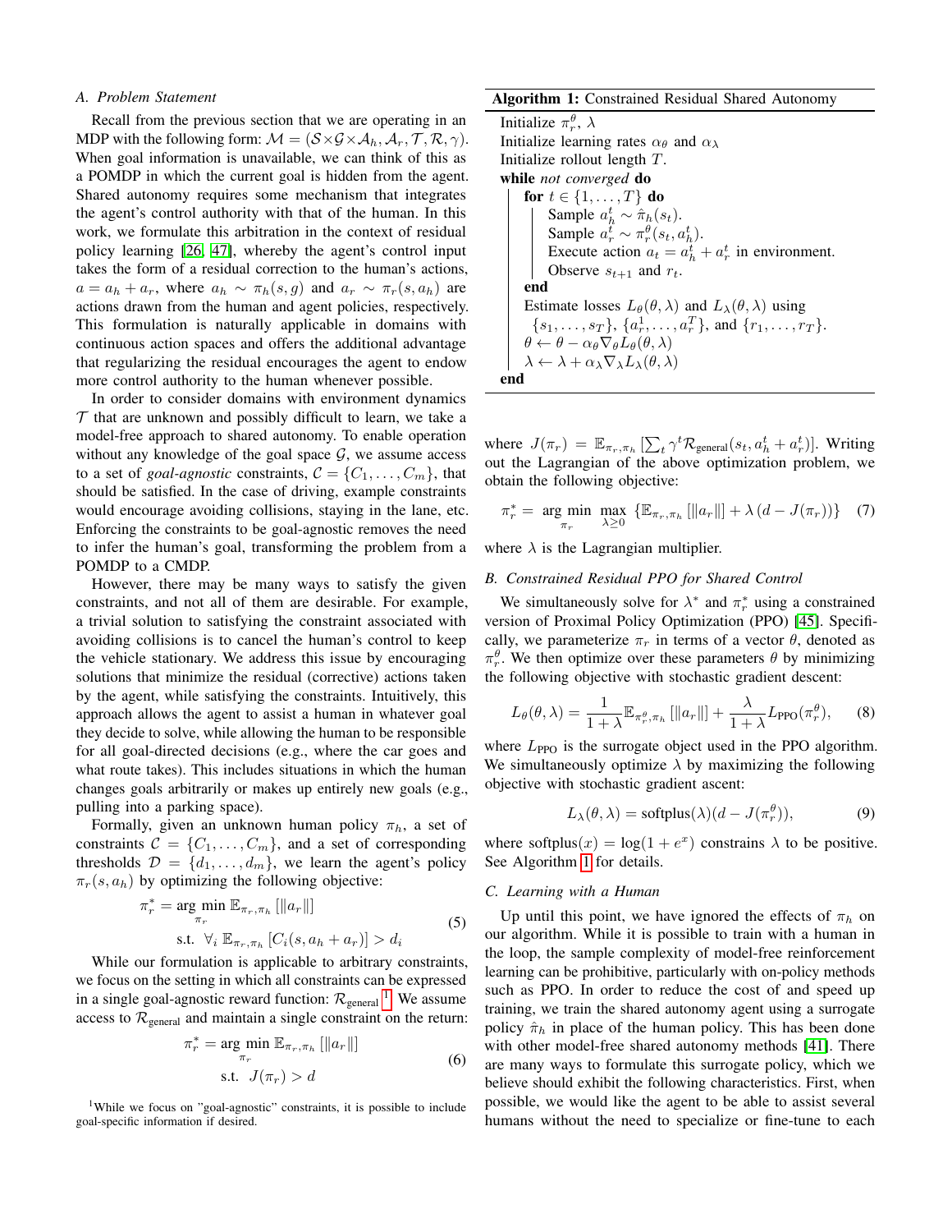### A. Problem Statement

Recall from the previous section that we are operating in an MDP with the following form: $\mathcal{M} = (\mathcal{S} \times \mathcal{G} \times \mathcal{A}_h, \mathcal{A}_r, \mathcal{T}, \mathcal{R}, \gamma)$. When goal information is unavailable, we can think of this as a POMDP in which the current goal is hidden from the agent. Shared autonomy requires some mechanism that integrates the agent's control authority with that of the human. In this work, we formulate this arbitration in the context of residual policy learning [26, 47], whereby the agent's control input takes the form of a residual correction to the human's actions, $a = a_h + a_r$, where $a_h \sim \pi_h(s, g)$ and $a_r \sim \pi_r(s, a_h)$ are actions drawn from the human and agent policies, respectively. This formulation is naturally applicable in domains with continuous action spaces and offers the additional advantage that regularizing the residual encourages the agent to endow more control authority to the human whenever possible.

In order to consider domains with environment dynamics $\mathcal{T}$ that are unknown and possibly difficult to learn, we take a model-free approach to shared autonomy. To enable operation without any knowledge of the goal space $\mathcal{G}$, we assume access to a set of *goal-agnostic* constraints, $\mathcal{C} = \{C_1, \ldots, C_m\}$, that should be satisfied. In the case of driving, example constraints would encourage avoiding collisions, staying in the lane, etc. Enforcing the constraints to be goal-agnostic removes the need to infer the human's goal, transforming the problem from a POMDP to a CMDP.

However, there may be many ways to satisfy the given constraints, and not all of them are desirable. For example, a trivial solution to satisfying the constraint associated with avoiding collisions is to cancel the human's control to keep the vehicle stationary. We address this issue by encouraging solutions that minimize the residual (corrective) actions taken by the agent, while satisfying the constraints. Intuitively, this approach allows the agent to assist a human in whatever goal they decide to solve, while allowing the human to be responsible for all goal-directed decisions (e.g., where the car goes and what route takes). This includes situations in which the human changes goals arbitrarily or makes up entirely new goals (e.g., pulling into a parking space).

Formally, given an unknown human policy $\pi_h$, a set of constraints $\mathcal{C} = \{C_1, \ldots, C_m\}$, and a set of corresponding thresholds $\mathcal{D} = \{d_1, \ldots, d_m\}$, we learn the agent's policy $\pi_r(s, a_h)$ by optimizing the following objective:

$$\begin{aligned} \pi_r^* = \underset{\pi_r}{\arg\min}\ & \mathbb{E}_{\pi_r, \pi_h}\left[\|a_r\|\right] \\ \text{s.t.}\ & \forall_i\ \mathbb{E}_{\pi_r, \pi_h}\left[C_i(s, a_h + a_r)\right] > d_i \end{aligned} \tag{5}$$

While our formulation is applicable to arbitrary constraints, we focus on the setting in which all constraints can be expressed in a single goal-agnostic reward function: $\mathcal{R}_{\text{general}}$ [1]. We assume access to $\mathcal{R}_{\text{general}}$ and maintain a single constraint on the return:

$$\begin{aligned} \pi_r^* = \underset{\pi_r}{\arg\min}\ & \mathbb{E}_{\pi_r, \pi_h}\left[\|a_r\|\right] \\ \text{s.t.}\ & J(\pi_r) > d \end{aligned} \tag{6}$$

[1] While we focus on "goal-agnostic" constraints, it is possible to include goal-specific information if desired.

**Algorithm 1:** Constrained Residual Shared Autonomy

```
Initialize π_r^θ, λ
Initialize learning rates α_θ and α_λ
Initialize rollout length T.
while not converged do
    for t ∈ {1, ..., T} do
        Sample a_h^t ~ π̂_h(s_t).
        Sample a_r^t ~ π_r^θ(s_t, a_h^t).
        Execute action a_t = a_h^t + a_r^t in environment.
        Observe s_{t+1} and r_t.
    end
    Estimate losses L_θ(θ, λ) and L_λ(θ, λ) using
      {s_1, ..., s_T}, {a_r^1, ..., a_r^T}, and {r_1, ..., r_T}.
    θ ← θ − α_θ ∇_θ L_θ(θ, λ)
    λ ← λ + α_λ ∇_λ L_λ(θ, λ)
end
```

where $J(\pi_r) = \mathbb{E}_{\pi_r, \pi_h}\left[\sum_t \gamma^t \mathcal{R}_{\text{general}}(s_t, a_h^t + a_r^t)\right]$. Writing out the Lagrangian of the above optimization problem, we obtain the following objective:

$$\pi_r^* = \underset{\pi_r}{\arg\min}\ \max_{\lambda \geq 0}\ \left\{\mathbb{E}_{\pi_r, \pi_h}\left[\|a_r\|\right] + \lambda\left(d - J(\pi_r)\right)\right\} \tag{7}$$

where $\lambda$ is the Lagrangian multiplier.

### B. Constrained Residual PPO for Shared Control

We simultaneously solve for $\lambda^*$ and $\pi_r^*$ using a constrained version of Proximal Policy Optimization (PPO) [45]. Specifically, we parameterize $\pi_r$ in terms of a vector $\theta$, denoted as $\pi_r^\theta$. We then optimize over these parameters $\theta$ by minimizing the following objective with stochastic gradient descent:

$$L_\theta(\theta, \lambda) = \frac{1}{1+\lambda}\mathbb{E}_{\pi_r^\theta, \pi_h}\left[\|a_r\|\right] + \frac{\lambda}{1+\lambda}L_{\text{PPO}}(\pi_r^\theta), \tag{8}$$

where $L_{\text{PPO}}$ is the surrogate object used in the PPO algorithm. We simultaneously optimize $\lambda$ by maximizing the following objective with stochastic gradient ascent:

$$L_\lambda(\theta, \lambda) = \text{softplus}(\lambda)(d - J(\pi_r^\theta)), \tag{9}$$

where $\text{softplus}(x) = \log(1 + e^x)$ constrains $\lambda$ to be positive. See Algorithm 1 for details.

### C. Learning with a Human

Up until this point, we have ignored the effects of $\pi_h$ on our algorithm. While it is possible to train with a human in the loop, the sample complexity of model-free reinforcement learning can be prohibitive, particularly with on-policy methods such as PPO. In order to reduce the cost of and speed up training, we train the shared autonomy agent using a surrogate policy $\hat{\pi}_h$ in place of the human policy. This has been done with other model-free shared autonomy methods [41]. There are many ways to formulate this surrogate policy, which we believe should exhibit the following characteristics. First, when possible, we would like the agent to be able to assist several humans without the need to specialize or fine-tune to each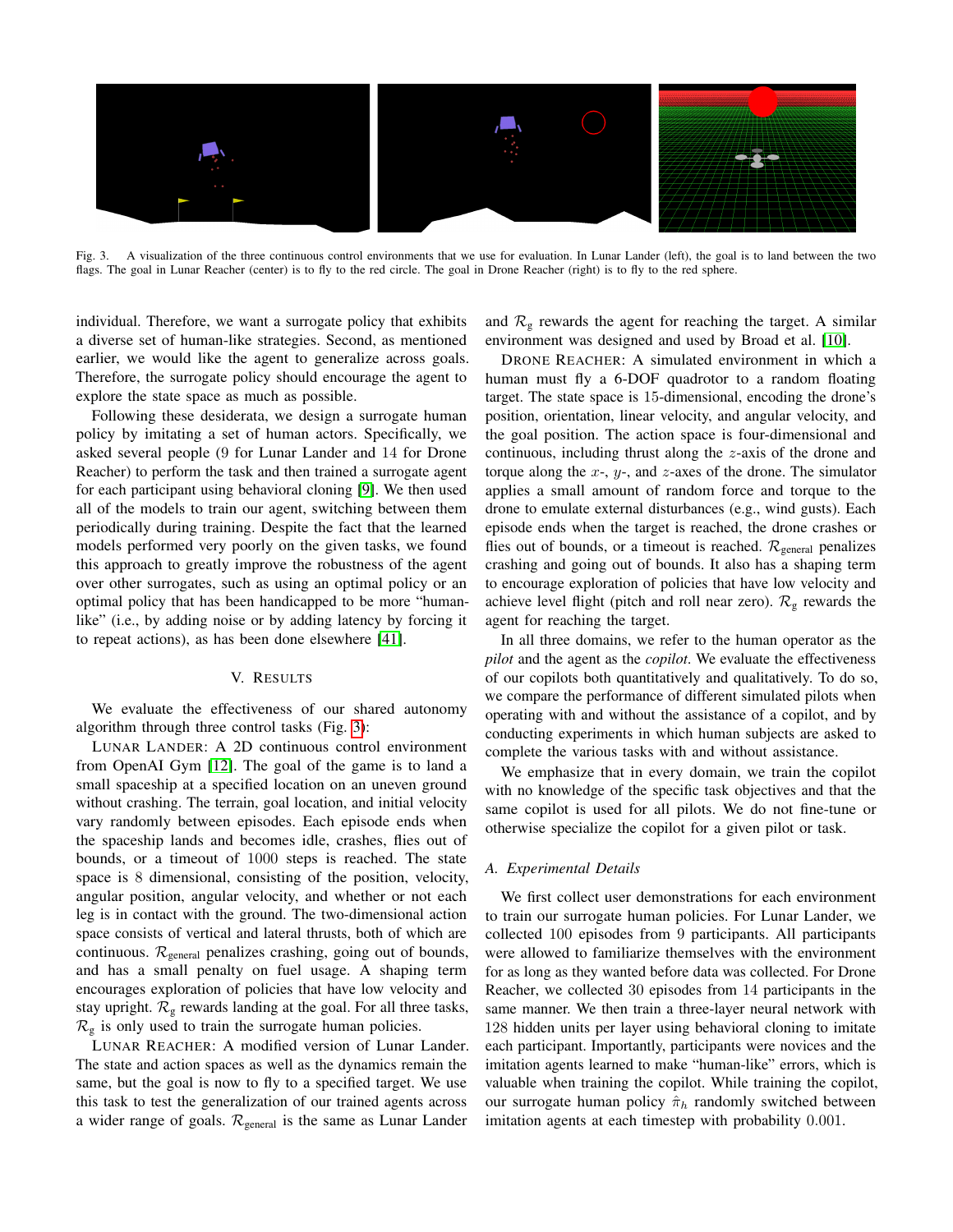Fig. 3. A visualization of the three continuous control environments that we use for evaluation. In Lunar Lander (left), the goal is to land between the two flags. The goal in Lunar Reacher (center) is to fly to the red circle. The goal in Drone Reacher (right) is to fly to the red sphere.

individual. Therefore, we want a surrogate policy that exhibits a diverse set of human-like strategies. Second, as mentioned earlier, we would like the agent to generalize across goals. Therefore, the surrogate policy should encourage the agent to explore the state space as much as possible.

Following these desiderata, we design a surrogate human policy by imitating a set of human actors. Specifically, we asked several people (9 for Lunar Lander and 14 for Drone Reacher) to perform the task and then trained a surrogate agent for each participant using behavioral cloning [9]. We then used all of the models to train our agent, switching between them periodically during training. Despite the fact that the learned models performed very poorly on the given tasks, we found this approach to greatly improve the robustness of the agent over other surrogates, such as using an optimal policy or an optimal policy that has been handicapped to be more "human-like" (i.e., by adding noise or by adding latency by forcing it to repeat actions), as has been done elsewhere [41].

## V. Results

We evaluate the effectiveness of our shared autonomy algorithm through three control tasks (Fig. 3):

Lunar Lander: A 2D continuous control environment from OpenAI Gym [12]. The goal of the game is to land a small spaceship at a specified location on an uneven ground without crashing. The terrain, goal location, and initial velocity vary randomly between episodes. Each episode ends when the spaceship lands and becomes idle, crashes, flies out of bounds, or a timeout of 1000 steps is reached. The state space is 8 dimensional, consisting of the position, velocity, angular position, angular velocity, and whether or not each leg is in contact with the ground. The two-dimensional action space consists of vertical and lateral thrusts, both of which are continuous. $\mathcal{R}_{\text{general}}$ penalizes crashing, going out of bounds, and has a small penalty on fuel usage. A shaping term encourages exploration of policies that have low velocity and stay upright. $\mathcal{R}_{\text{g}}$ rewards landing at the goal. For all three tasks, $\mathcal{R}_{\text{g}}$ is only used to train the surrogate human policies.

Lunar Reacher: A modified version of Lunar Lander. The state and action spaces as well as the dynamics remain the same, but the goal is now to fly to a specified target. We use this task to test the generalization of our trained agents across a wider range of goals. $\mathcal{R}_{\text{general}}$ is the same as Lunar Lander and $\mathcal{R}_{\text{g}}$ rewards the agent for reaching the target. A similar environment was designed and used by Broad et al. [10].

Drone Reacher: A simulated environment in which a human must fly a 6-DOF quadrotor to a random floating target. The state space is 15-dimensional, encoding the drone's position, orientation, linear velocity, and angular velocity, and the goal position. The action space is four-dimensional and continuous, including thrust along the $z$-axis of the drone and torque along the $x$-, $y$-, and $z$-axes of the drone. The simulator applies a small amount of random force and torque to the drone to emulate external disturbances (e.g., wind gusts). Each episode ends when the target is reached, the drone crashes or flies out of bounds, or a timeout is reached. $\mathcal{R}_{\text{general}}$ penalizes crashing and going out of bounds. It also has a shaping term to encourage exploration of policies that have low velocity and achieve level flight (pitch and roll near zero). $\mathcal{R}_{\text{g}}$ rewards the agent for reaching the target.

In all three domains, we refer to the human operator as the *pilot* and the agent as the *copilot*. We evaluate the effectiveness of our copilots both quantitatively and qualitatively. To do so, we compare the performance of different simulated pilots when operating with and without the assistance of a copilot, and by conducting experiments in which human subjects are asked to complete the various tasks with and without assistance.

We emphasize that in every domain, we train the copilot with no knowledge of the specific task objectives and that the same copilot is used for all pilots. We do not fine-tune or otherwise specialize the copilot for a given pilot or task.

### A. Experimental Details

We first collect user demonstrations for each environment to train our surrogate human policies. For Lunar Lander, we collected 100 episodes from 9 participants. All participants were allowed to familiarize themselves with the environment for as long as they wanted before data was collected. For Drone Reacher, we collected 30 episodes from 14 participants in the same manner. We then train a three-layer neural network with 128 hidden units per layer using behavioral cloning to imitate each participant. Importantly, participants were novices and the imitation agents learned to make "human-like" errors, which is valuable when training the copilot. While training the copilot, our surrogate human policy $\hat{\pi}_h$ randomly switched between imitation agents at each timestep with probability 0.001.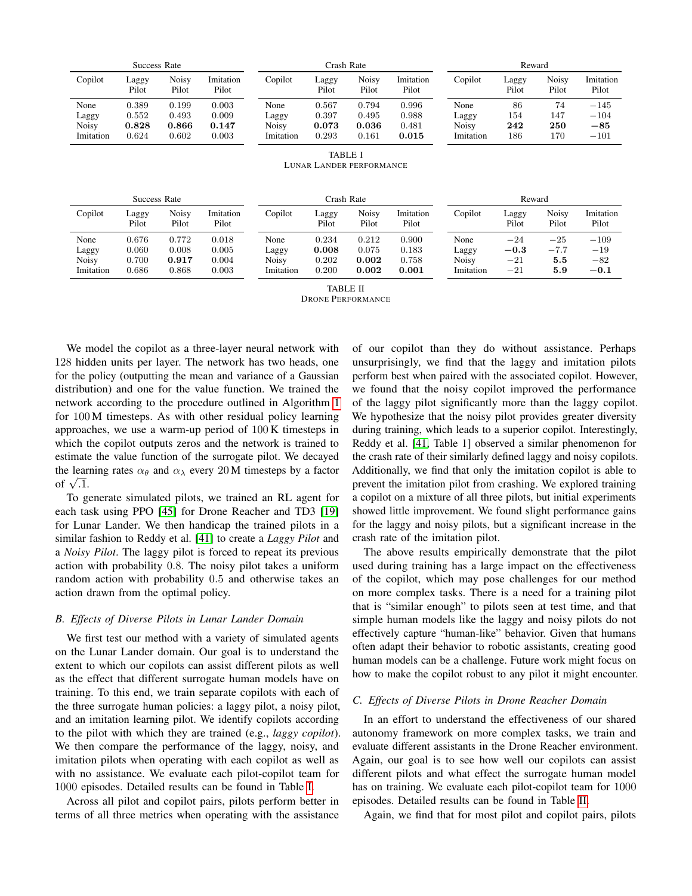| Success Rate | | | | Crash Rate | | | | Reward | | | |
|---|---|---|---|---|---|---|---|---|---|---|---|
| Copilot | Laggy Pilot | Noisy Pilot | Imitation Pilot | Copilot | Laggy Pilot | Noisy Pilot | Imitation Pilot | Copilot | Laggy Pilot | Noisy Pilot | Imitation Pilot |
| None | 0.389 | 0.199 | 0.003 | None | 0.567 | 0.794 | 0.996 | None | 86 | 74 | $-145$ |
| Laggy | 0.552 | 0.493 | 0.009 | Laggy | 0.397 | 0.495 | 0.988 | Laggy | 154 | 147 | $-104$ |
| Noisy | **0.828** | **0.866** | **0.147** | Noisy | **0.073** | **0.036** | 0.481 | Noisy | **242** | **250** | $\mathbf{-85}$ |
| Imitation | 0.624 | 0.602 | 0.003 | Imitation | 0.293 | 0.161 | **0.015** | Imitation | 186 | 170 | $-101$ |

TABLE I
LUNAR LANDER PERFORMANCE

| Success Rate | | | | Crash Rate | | | | Reward | | | |
|---|---|---|---|---|---|---|---|---|---|---|---|
| Copilot | Laggy Pilot | Noisy Pilot | Imitation Pilot | Copilot | Laggy Pilot | Noisy Pilot | Imitation Pilot | Copilot | Laggy Pilot | Noisy Pilot | Imitation Pilot |
| None | 0.676 | 0.772 | 0.018 | None | 0.234 | 0.212 | 0.900 | None | $-24$ | $-25$ | $-109$ |
| Laggy | 0.060 | 0.008 | 0.005 | Laggy | **0.008** | 0.075 | 0.183 | Laggy | $\mathbf{-0.3}$ | $-7.7$ | $-19$ |
| Noisy | 0.700 | **0.917** | 0.004 | Noisy | 0.202 | **0.002** | 0.758 | Noisy | $-21$ | **5.5** | $-82$ |
| Imitation | 0.686 | 0.868 | 0.003 | Imitation | 0.200 | **0.002** | **0.001** | Imitation | $-21$ | **5.9** | $\mathbf{-0.1}$ |

TABLE II
DRONE PERFORMANCE

We model the copilot as a three-layer neural network with 128 hidden units per layer. The network has two heads, one for the policy (outputting the mean and variance of a Gaussian distribution) and one for the value function. We trained the network according to the procedure outlined in Algorithm 1 for 100 M timesteps. As with other residual policy learning approaches, we use a warm-up period of 100 K timesteps in which the copilot outputs zeros and the network is trained to estimate the value function of the surrogate pilot. We decayed the learning rates $\alpha_\theta$ and $\alpha_\lambda$ every 20 M timesteps by a factor of $\sqrt{.1}$.

To generate simulated pilots, we trained an RL agent for each task using PPO [45] for Drone Reacher and TD3 [19] for Lunar Lander. We then handicap the trained pilots in a similar fashion to Reddy et al. [41] to create a *Laggy Pilot* and a *Noisy Pilot*. The laggy pilot is forced to repeat its previous action with probability 0.8. The noisy pilot takes a uniform random action with probability 0.5 and otherwise takes an action drawn from the optimal policy.

### B. Effects of Diverse Pilots in Lunar Lander Domain

We first test our method with a variety of simulated agents on the Lunar Lander domain. Our goal is to understand the extent to which our copilots can assist different pilots as well as the effect that different surrogate human models have on training. To this end, we train separate copilots with each of the three surrogate human policies: a laggy pilot, a noisy pilot, and an imitation learning pilot. We identify copilots according to the pilot with which they are trained (e.g., *laggy copilot*). We then compare the performance of the laggy, noisy, and imitation pilots when operating with each copilot as well as with no assistance. We evaluate each pilot-copilot team for 1000 episodes. Detailed results can be found in Table I.

Across all pilot and copilot pairs, pilots perform better in terms of all three metrics when operating with the assistance of our copilot than they do without assistance. Perhaps unsurprisingly, we find that the laggy and imitation pilots perform best when paired with the associated copilot. However, we found that the noisy copilot improved the performance of the laggy pilot significantly more than the laggy copilot. We hypothesize that the noisy pilot provides greater diversity during training, which leads to a superior copilot. Interestingly, Reddy et al. [41, Table 1] observed a similar phenomenon for the crash rate of their similarly defined laggy and noisy copilots. Additionally, we find that only the imitation copilot is able to prevent the imitation pilot from crashing. We explored training a copilot on a mixture of all three pilots, but initial experiments showed little improvement. We found slight performance gains for the laggy and noisy pilots, but a significant increase in the crash rate of the imitation pilot.

The above results empirically demonstrate that the pilot used during training has a large impact on the effectiveness of the copilot, which may pose challenges for our method on more complex tasks. There is a need for a training pilot that is "similar enough" to pilots seen at test time, and that simple human models like the laggy and noisy pilots do not effectively capture "human-like" behavior. Given that humans often adapt their behavior to robotic assistants, creating good human models can be a challenge. Future work might focus on how to make the copilot robust to any pilot it might encounter.

### C. Effects of Diverse Pilots in Drone Reacher Domain

In an effort to understand the effectiveness of our shared autonomy framework on more complex tasks, we train and evaluate different assistants in the Drone Reacher environment. Again, our goal is to see how well our copilots can assist different pilots and what effect the surrogate human model has on training. We evaluate each pilot-copilot team for 1000 episodes. Detailed results can be found in Table II.

Again, we find that for most pilot and copilot pairs, pilots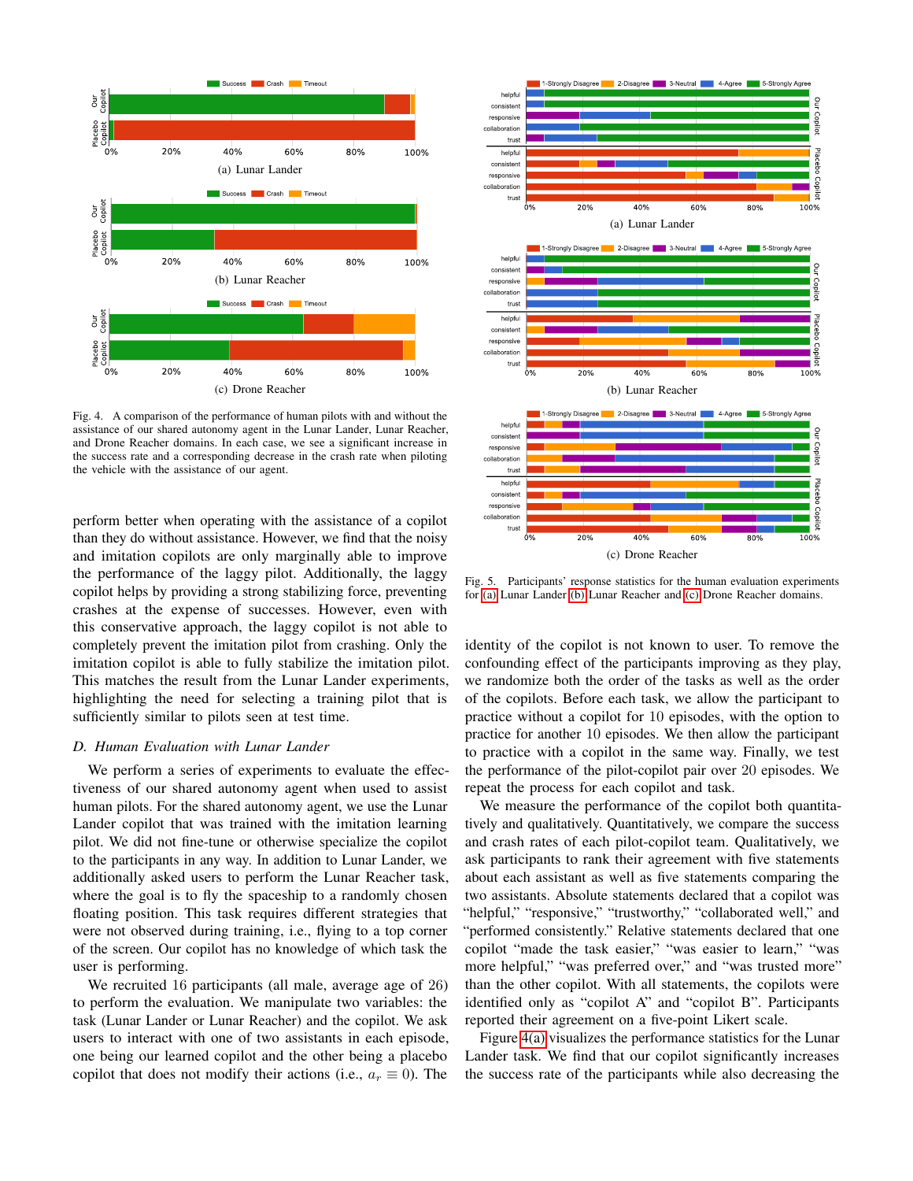Fig. 4. A comparison of the performance of human pilots with and without the assistance of our shared autonomy agent in the Lunar Lander, Lunar Reacher, and Drone Reacher domains. In each case, we see a significant increase in the success rate and a corresponding decrease in the crash rate when piloting the vehicle with the assistance of our agent.

Fig. 5. Participants' response statistics for the human evaluation experiments for (a) Lunar Lander (b) Lunar Reacher and (c) Drone Reacher domains.

perform better when operating with the assistance of a copilot than they do without assistance. However, we find that the noisy and imitation copilots are only marginally able to improve the performance of the laggy pilot. Additionally, the laggy copilot helps by providing a strong stabilizing force, preventing crashes at the expense of successes. However, even with this conservative approach, the laggy copilot is not able to completely prevent the imitation pilot from crashing. Only the imitation copilot is able to fully stabilize the imitation pilot. This matches the result from the Lunar Lander experiments, highlighting the need for selecting a training pilot that is sufficiently similar to pilots seen at test time.

### D. Human Evaluation with Lunar Lander

We perform a series of experiments to evaluate the effectiveness of our shared autonomy agent when used to assist human pilots. For the shared autonomy agent, we use the Lunar Lander copilot that was trained with the imitation learning pilot. We did not fine-tune or otherwise specialize the copilot to the participants in any way. In addition to Lunar Lander, we additionally asked users to perform the Lunar Reacher task, where the goal is to fly the spaceship to a randomly chosen floating position. This task requires different strategies that were not observed during training, i.e., flying to a top corner of the screen. Our copilot has no knowledge of which task the user is performing.

We recruited 16 participants (all male, average age of 26) to perform the evaluation. We manipulate two variables: the task (Lunar Lander or Lunar Reacher) and the copilot. We ask users to interact with one of two assistants in each episode, one being our learned copilot and the other being a placebo copilot that does not modify their actions (i.e., $a_r \equiv 0$). The identity of the copilot is not known to user. To remove the confounding effect of the participants improving as they play, we randomize both the order of the tasks as well as the order of the copilots. Before each task, we allow the participant to practice without a copilot for 10 episodes, with the option to practice for another 10 episodes. We then allow the participant to practice with a copilot in the same way. Finally, we test the performance of the pilot-copilot pair over 20 episodes. We repeat the process for each copilot and task.

We measure the performance of the copilot both quantitatively and qualitatively. Quantitatively, we compare the success and crash rates of each pilot-copilot team. Qualitatively, we ask participants to rank their agreement with five statements about each assistant as well as five statements comparing the two assistants. Absolute statements declared that a copilot was "helpful," "responsive," "trustworthy," "collaborated well," and "performed consistently." Relative statements declared that one copilot "made the task easier," "was easier to learn," "was more helpful," "was preferred over," and "was trusted more" than the other copilot. With all statements, the copilots were identified only as "copilot A" and "copilot B". Participants reported their agreement on a five-point Likert scale.

Figure 4(a) visualizes the performance statistics for the Lunar Lander task. We find that our copilot significantly increases the success rate of the participants while also decreasing the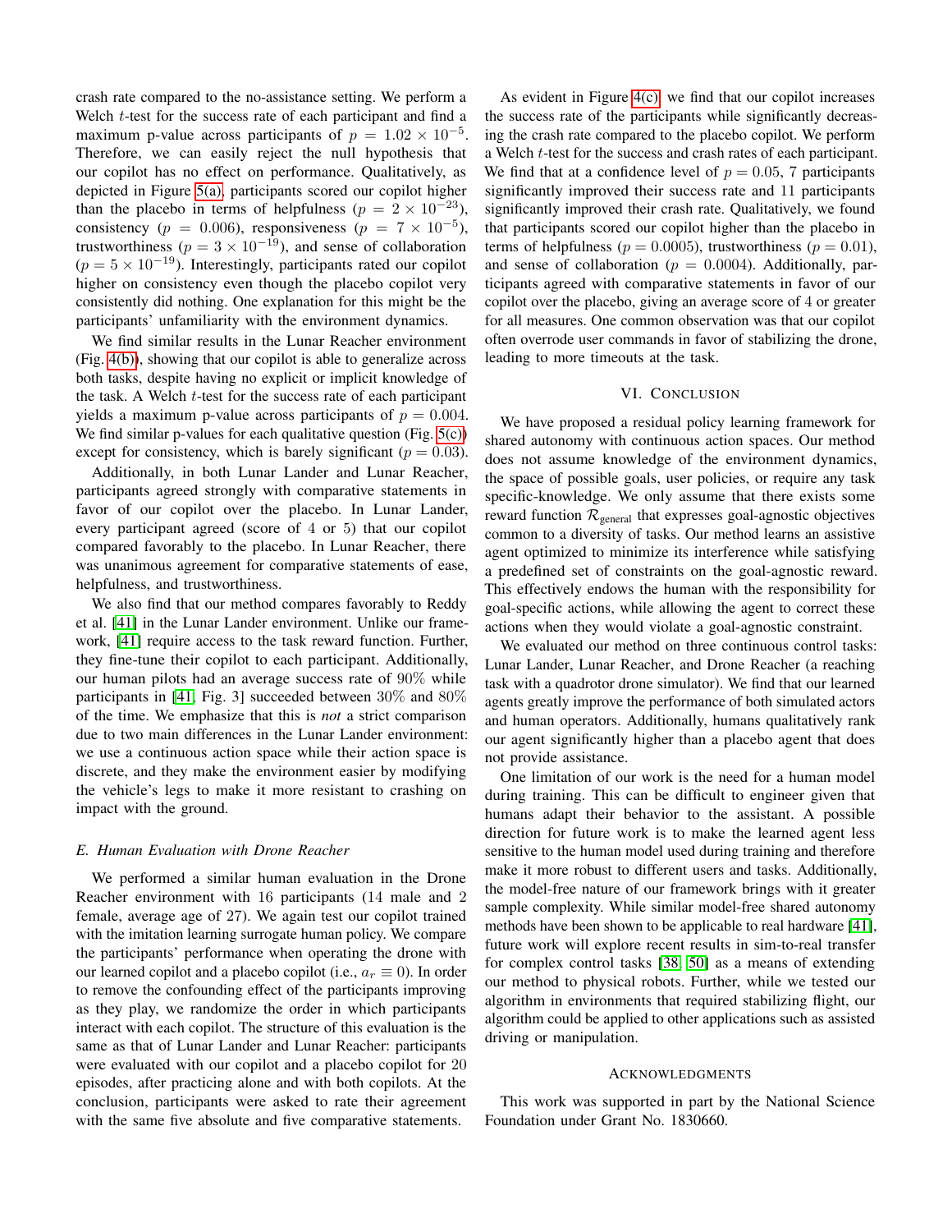crash rate compared to the no-assistance setting. We perform a Welch $t$-test for the success rate of each participant and find a maximum p-value across participants of $p = 1.02 \times 10^{-5}$. Therefore, we can easily reject the null hypothesis that our copilot has no effect on performance. Qualitatively, as depicted in Figure 5(a), participants scored our copilot higher than the placebo in terms of helpfulness ($p = 2 \times 10^{-23}$), consistency ($p = 0.006$), responsiveness ($p = 7 \times 10^{-5}$), trustworthiness ($p = 3 \times 10^{-19}$), and sense of collaboration ($p = 5 \times 10^{-19}$). Interestingly, participants rated our copilot higher on consistency even though the placebo copilot very consistently did nothing. One explanation for this might be the participants' unfamiliarity with the environment dynamics.

We find similar results in the Lunar Reacher environment (Fig. 4(b)), showing that our copilot is able to generalize across both tasks, despite having no explicit or implicit knowledge of the task. A Welch $t$-test for the success rate of each participant yields a maximum p-value across participants of $p = 0.004$. We find similar p-values for each qualitative question (Fig. 5(c)) except for consistency, which is barely significant ($p = 0.03$).

Additionally, in both Lunar Lander and Lunar Reacher, participants agreed strongly with comparative statements in favor of our copilot over the placebo. In Lunar Lander, every participant agreed (score of 4 or 5) that our copilot compared favorably to the placebo. In Lunar Reacher, there was unanimous agreement for comparative statements of ease, helpfulness, and trustworthiness.

We also find that our method compares favorably to Reddy et al. [41] in the Lunar Lander environment. Unlike our framework, [41] require access to the task reward function. Further, they fine-tune their copilot to each participant. Additionally, our human pilots had an average success rate of 90% while participants in [41, Fig. 3] succeeded between 30% and 80% of the time. We emphasize that this is *not* a strict comparison due to two main differences in the Lunar Lander environment: we use a continuous action space while their action space is discrete, and they make the environment easier by modifying the vehicle's legs to make it more resistant to crashing on impact with the ground.

### E. Human Evaluation with Drone Reacher

We performed a similar human evaluation in the Drone Reacher environment with 16 participants (14 male and 2 female, average age of 27). We again test our copilot trained with the imitation learning surrogate human policy. We compare the participants' performance when operating the drone with our learned copilot and a placebo copilot (i.e., $a_r \equiv 0$). In order to remove the confounding effect of the participants improving as they play, we randomize the order in which participants interact with each copilot. The structure of this evaluation is the same as that of Lunar Lander and Lunar Reacher: participants were evaluated with our copilot and a placebo copilot for 20 episodes, after practicing alone and with both copilots. At the conclusion, participants were asked to rate their agreement with the same five absolute and five comparative statements.

As evident in Figure 4(c), we find that our copilot increases the success rate of the participants while significantly decreasing the crash rate compared to the placebo copilot. We perform a Welch $t$-test for the success and crash rates of each participant. We find that at a confidence level of $p = 0.05$, 7 participants significantly improved their success rate and 11 participants significantly improved their crash rate. Qualitatively, we found that participants scored our copilot higher than the placebo in terms of helpfulness ($p = 0.0005$), trustworthiness ($p = 0.01$), and sense of collaboration ($p = 0.0004$). Additionally, participants agreed with comparative statements in favor of our copilot over the placebo, giving an average score of 4 or greater for all measures. One common observation was that our copilot often overrode user commands in favor of stabilizing the drone, leading to more timeouts at the task.

## VI. Conclusion

We have proposed a residual policy learning framework for shared autonomy with continuous action spaces. Our method does not assume knowledge of the environment dynamics, the space of possible goals, user policies, or require any task specific-knowledge. We only assume that there exists some reward function $\mathcal{R}_{\text{general}}$ that expresses goal-agnostic objectives common to a diversity of tasks. Our method learns an assistive agent optimized to minimize its interference while satisfying a predefined set of constraints on the goal-agnostic reward. This effectively endows the human with the responsibility for goal-specific actions, while allowing the agent to correct these actions when they would violate a goal-agnostic constraint.

We evaluated our method on three continuous control tasks: Lunar Lander, Lunar Reacher, and Drone Reacher (a reaching task with a quadrotor drone simulator). We find that our learned agents greatly improve the performance of both simulated actors and human operators. Additionally, humans qualitatively rank our agent significantly higher than a placebo agent that does not provide assistance.

One limitation of our work is the need for a human model during training. This can be difficult to engineer given that humans adapt their behavior to the assistant. A possible direction for future work is to make the learned agent less sensitive to the human model used during training and therefore make it more robust to different users and tasks. Additionally, the model-free nature of our framework brings with it greater sample complexity. While similar model-free shared autonomy methods have been shown to be applicable to real hardware [41], future work will explore recent results in sim-to-real transfer for complex control tasks [38, 50] as a means of extending our method to physical robots. Further, while we tested our algorithm in environments that required stabilizing flight, our algorithm could be applied to other applications such as assisted driving or manipulation.

## Acknowledgments

This work was supported in part by the National Science Foundation under Grant No. 1830660.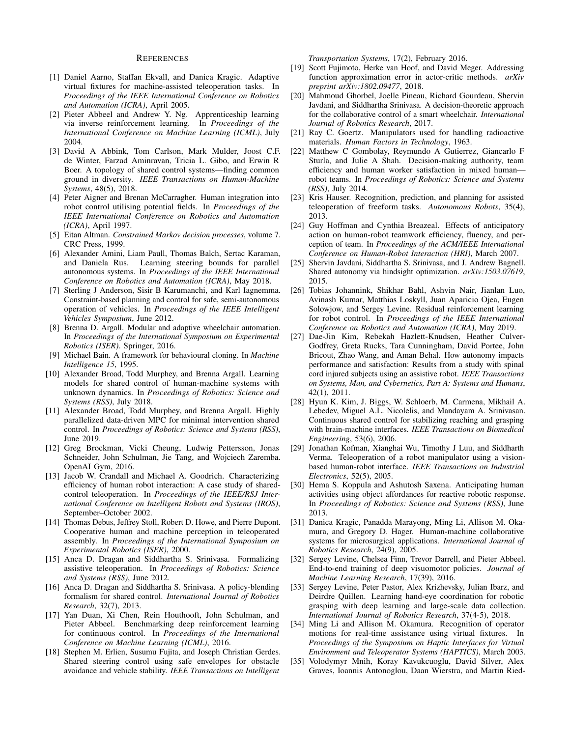## References

[1] Daniel Aarno, Staffan Ekvall, and Danica Kragic. Adaptive virtual fixtures for machine-assisted teleoperation tasks. In *Proceedings of the IEEE International Conference on Robotics and Automation (ICRA)*, April 2005.

[2] Pieter Abbeel and Andrew Y. Ng. Apprenticeship learning via inverse reinforcement learning. In *Proceedings of the International Conference on Machine Learning (ICML)*, July 2004.

[3] David A Abbink, Tom Carlson, Mark Mulder, Joost C.F. de Winter, Farzad Aminravan, Tricia L. Gibo, and Erwin R Boer. A topology of shared control systems—finding common ground in diversity. *IEEE Transactions on Human-Machine Systems*, 48(5), 2018.

[4] Peter Aigner and Brenan McCarragher. Human integration into robot control utilising potential fields. In *Proceedings of the IEEE International Conference on Robotics and Automation (ICRA)*, April 1997.

[5] Eitan Altman. *Constrained Markov decision processes*, volume 7. CRC Press, 1999.

[6] Alexander Amini, Liam Paull, Thomas Balch, Sertac Karaman, and Daniela Rus. Learning steering bounds for parallel autonomous systems. In *Proceedings of the IEEE International Conference on Robotics and Automation (ICRA)*, May 2018.

[7] Sterling J Anderson, Sisir B Karumanchi, and Karl Iagnemma. Constraint-based planning and control for safe, semi-autonomous operation of vehicles. In *Proceedings of the IEEE Intelligent Vehicles Symposium*, June 2012.

[8] Brenna D. Argall. Modular and adaptive wheelchair automation. In *Proceedings of the International Symposium on Experimental Robotics (ISER)*. Springer, 2016.

[9] Michael Bain. A framework for behavioural cloning. In *Machine Intelligence 15*, 1995.

[10] Alexander Broad, Todd Murphey, and Brenna Argall. Learning models for shared control of human-machine systems with unknown dynamics. In *Proceedings of Robotics: Science and Systems (RSS)*, July 2018.

[11] Alexander Broad, Todd Murphey, and Brenna Argall. Highly parallelized data-driven MPC for minimal intervention shared control. In *Proceedings of Robotics: Science and Systems (RSS)*, June 2019.

[12] Greg Brockman, Vicki Cheung, Ludwig Pettersson, Jonas Schneider, John Schulman, Jie Tang, and Wojciech Zaremba. OpenAI Gym, 2016.

[13] Jacob W. Crandall and Michael A. Goodrich. Characterizing efficiency of human robot interaction: A case study of shared-control teleoperation. In *Proceedings of the IEEE/RSJ International Conference on Intelligent Robots and Systems (IROS)*, September–October 2002.

[14] Thomas Debus, Jeffrey Stoll, Robert D. Howe, and Pierre Dupont. Cooperative human and machine perception in teleoperated assembly. In *Proceedings of the International Symposium on Experimental Robotics (ISER)*, 2000.

[15] Anca D. Dragan and Siddhartha S. Srinivasa. Formalizing assistive teleoperation. In *Proceedings of Robotics: Science and Systems (RSS)*, June 2012.

[16] Anca D. Dragan and Siddhartha S. Srinivasa. A policy-blending formalism for shared control. *International Journal of Robotics Research*, 32(7), 2013.

[17] Yan Duan, Xi Chen, Rein Houthooft, John Schulman, and Pieter Abbeel. Benchmarking deep reinforcement learning for continuous control. In *Proceedings of the International Conference on Machine Learning (ICML)*, 2016.

[18] Stephen M. Erlien, Susumu Fujita, and Joseph Christian Gerdes. Shared steering control using safe envelopes for obstacle avoidance and vehicle stability. *IEEE Transactions on Intelligent Transportation Systems*, 17(2), February 2016.

[19] Scott Fujimoto, Herke van Hoof, and David Meger. Addressing function approximation error in actor-critic methods. *arXiv preprint arXiv:1802.09477*, 2018.

[20] Mahmoud Ghorbel, Joelle Pineau, Richard Gourdeau, Shervin Javdani, and Siddhartha Srinivasa. A decision-theoretic approach for the collaborative control of a smart wheelchair. *International Journal of Robotics Research*, 2017.

[21] Ray C. Goertz. Manipulators used for handling radioactive materials. *Human Factors in Technology*, 1963.

[22] Matthew C Gombolay, Reymundo A Gutierrez, Giancarlo F Sturla, and Julie A Shah. Decision-making authority, team efficiency and human worker satisfaction in mixed human—robot teams. In *Proceedings of Robotics: Science and Systems (RSS)*, July 2014.

[23] Kris Hauser. Recognition, prediction, and planning for assisted teleoperation of freeform tasks. *Autonomous Robots*, 35(4), 2013.

[24] Guy Hoffman and Cynthia Breazeal. Effects of anticipatory action on human-robot teamwork efficiency, fluency, and perception of team. In *Proceedings of the ACM/IEEE International Conference on Human-Robot Interaction (HRI)*, March 2007.

[25] Shervin Javdani, Siddhartha S. Srinivasa, and J. Andrew Bagnell. Shared autonomy via hindsight optimization. *arXiv:1503.07619*, 2015.

[26] Tobias Johannink, Shikhar Bahl, Ashvin Nair, Jianlan Luo, Avinash Kumar, Matthias Loskyll, Juan Aparicio Ojea, Eugen Solowjow, and Sergey Levine. Residual reinforcement learning for robot control. In *Proceedings of the IEEE International Conference on Robotics and Automation (ICRA)*, May 2019.

[27] Dae-Jin Kim, Rebekah Hazlett-Knudsen, Heather Culver-Godfrey, Greta Rucks, Tara Cunningham, David Portee, John Bricout, Zhao Wang, and Aman Behal. How autonomy impacts performance and satisfaction: Results from a study with spinal cord injured subjects using an assistive robot. *IEEE Transactions on Systems, Man, and Cybernetics, Part A: Systems and Humans*, 42(1), 2011.

[28] Hyun K. Kim, J. Biggs, W. Schloerb, M. Carmena, Mikhail A. Lebedev, Miguel A.L. Nicolelis, and Mandayam A. Srinivasan. Continuous shared control for stabilizing reaching and grasping with brain-machine interfaces. *IEEE Transactions on Biomedical Engineering*, 53(6), 2006.

[29] Jonathan Kofman, Xianghai Wu, Timothy J Luu, and Siddharth Verma. Teleoperation of a robot manipulator using a vision-based human-robot interface. *IEEE Transactions on Industrial Electronics*, 52(5), 2005.

[30] Hema S. Koppula and Ashutosh Saxena. Anticipating human activities using object affordances for reactive robotic response. In *Proceedings of Robotics: Science and Systems (RSS)*, June 2013.

[31] Danica Kragic, Panadda Marayong, Ming Li, Allison M. Okamura, and Gregory D. Hager. Human-machine collaborative systems for microsurgical applications. *International Journal of Robotics Research*, 24(9), 2005.

[32] Sergey Levine, Chelsea Finn, Trevor Darrell, and Pieter Abbeel. End-to-end training of deep visuomotor policies. *Journal of Machine Learning Research*, 17(39), 2016.

[33] Sergey Levine, Peter Pastor, Alex Krizhevsky, Julian Ibarz, and Deirdre Quillen. Learning hand-eye coordination for robotic grasping with deep learning and large-scale data collection. *International Journal of Robotics Research*, 37(4-5), 2018.

[34] Ming Li and Allison M. Okamura. Recognition of operator motions for real-time assistance using virtual fixtures. In *Proceedings of the Symposium on Haptic Interfaces for Virtual Environment and Teleoperator Systems (HAPTICS)*, March 2003.

[35] Volodymyr Mnih, Koray Kavukcuoglu, David Silver, Alex Graves, Ioannis Antonoglou, Daan Wierstra, and Martin Ried-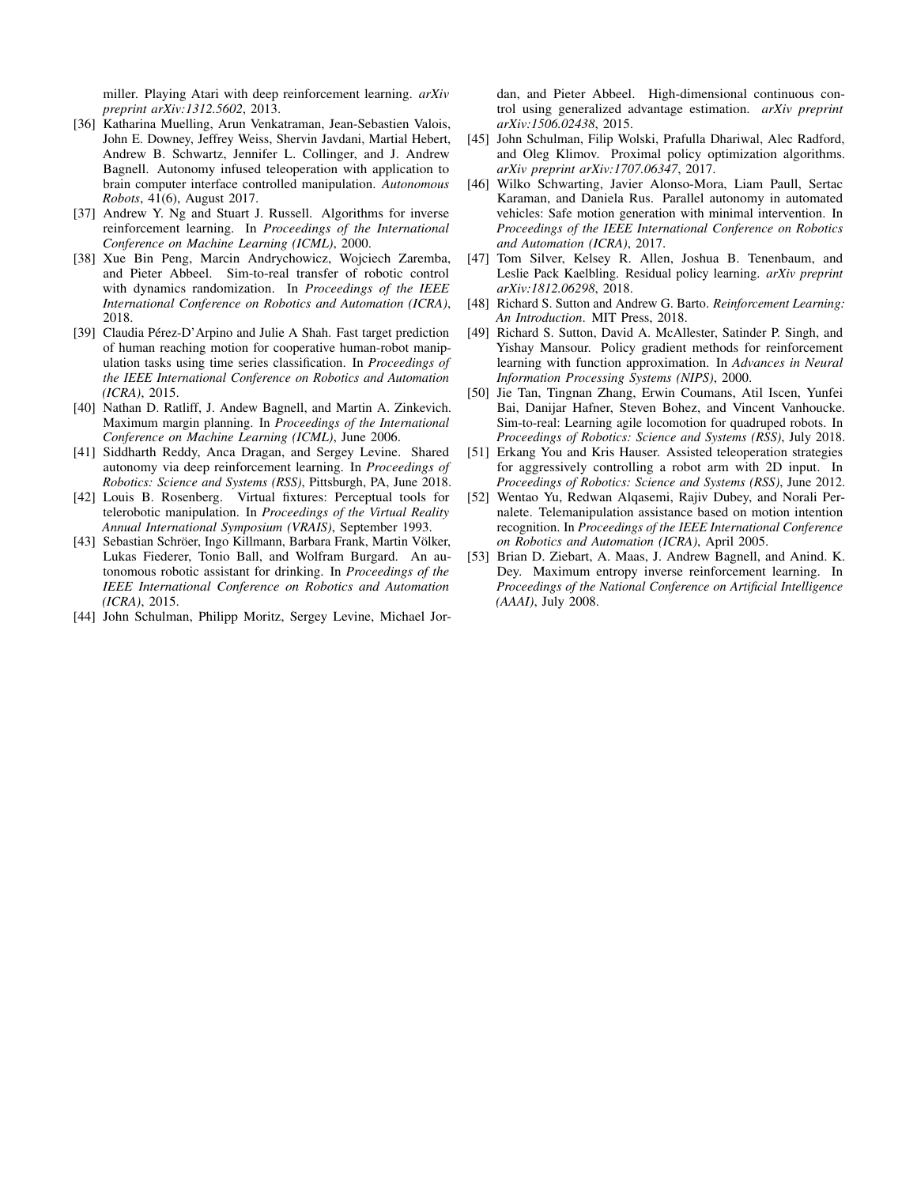miller. Playing Atari with deep reinforcement learning. *arXiv preprint arXiv:1312.5602*, 2013.

[36] Katharina Muelling, Arun Venkatraman, Jean-Sebastien Valois, John E. Downey, Jeffrey Weiss, Shervin Javdani, Martial Hebert, Andrew B. Schwartz, Jennifer L. Collinger, and J. Andrew Bagnell. Autonomy infused teleoperation with application to brain computer interface controlled manipulation. *Autonomous Robots*, 41(6), August 2017.

[37] Andrew Y. Ng and Stuart J. Russell. Algorithms for inverse reinforcement learning. In *Proceedings of the International Conference on Machine Learning (ICML)*, 2000.

[38] Xue Bin Peng, Marcin Andrychowicz, Wojciech Zaremba, and Pieter Abbeel. Sim-to-real transfer of robotic control with dynamics randomization. In *Proceedings of the IEEE International Conference on Robotics and Automation (ICRA)*, 2018.

[39] Claudia Pérez-D'Arpino and Julie A Shah. Fast target prediction of human reaching motion for cooperative human-robot manipulation tasks using time series classification. In *Proceedings of the IEEE International Conference on Robotics and Automation (ICRA)*, 2015.

[40] Nathan D. Ratliff, J. Andew Bagnell, and Martin A. Zinkevich. Maximum margin planning. In *Proceedings of the International Conference on Machine Learning (ICML)*, June 2006.

[41] Siddharth Reddy, Anca Dragan, and Sergey Levine. Shared autonomy via deep reinforcement learning. In *Proceedings of Robotics: Science and Systems (RSS)*, Pittsburgh, PA, June 2018.

[42] Louis B. Rosenberg. Virtual fixtures: Perceptual tools for telerobotic manipulation. In *Proceedings of the Virtual Reality Annual International Symposium (VRAIS)*, September 1993.

[43] Sebastian Schröer, Ingo Killmann, Barbara Frank, Martin Völker, Lukas Fiederer, Tonio Ball, and Wolfram Burgard. An autonomous robotic assistant for drinking. In *Proceedings of the IEEE International Conference on Robotics and Automation (ICRA)*, 2015.

[44] John Schulman, Philipp Moritz, Sergey Levine, Michael Jordan, and Pieter Abbeel. High-dimensional continuous control using generalized advantage estimation. *arXiv preprint arXiv:1506.02438*, 2015.

[45] John Schulman, Filip Wolski, Prafulla Dhariwal, Alec Radford, and Oleg Klimov. Proximal policy optimization algorithms. *arXiv preprint arXiv:1707.06347*, 2017.

[46] Wilko Schwarting, Javier Alonso-Mora, Liam Paull, Sertac Karaman, and Daniela Rus. Parallel autonomy in automated vehicles: Safe motion generation with minimal intervention. In *Proceedings of the IEEE International Conference on Robotics and Automation (ICRA)*, 2017.

[47] Tom Silver, Kelsey R. Allen, Joshua B. Tenenbaum, and Leslie Pack Kaelbling. Residual policy learning. *arXiv preprint arXiv:1812.06298*, 2018.

[48] Richard S. Sutton and Andrew G. Barto. *Reinforcement Learning: An Introduction*. MIT Press, 2018.

[49] Richard S. Sutton, David A. McAllester, Satinder P. Singh, and Yishay Mansour. Policy gradient methods for reinforcement learning with function approximation. In *Advances in Neural Information Processing Systems (NIPS)*, 2000.

[50] Jie Tan, Tingnan Zhang, Erwin Coumans, Atil Iscen, Yunfei Bai, Danijar Hafner, Steven Bohez, and Vincent Vanhoucke. Sim-to-real: Learning agile locomotion for quadruped robots. In *Proceedings of Robotics: Science and Systems (RSS)*, July 2018.

[51] Erkang You and Kris Hauser. Assisted teleoperation strategies for aggressively controlling a robot arm with 2D input. In *Proceedings of Robotics: Science and Systems (RSS)*, June 2012.

[52] Wentao Yu, Redwan Alqasemi, Rajiv Dubey, and Norali Pernalete. Telemanipulation assistance based on motion intention recognition. In *Proceedings of the IEEE International Conference on Robotics and Automation (ICRA)*, April 2005.

[53] Brian D. Ziebart, A. Maas, J. Andrew Bagnell, and Anind. K. Dey. Maximum entropy inverse reinforcement learning. In *Proceedings of the National Conference on Artificial Intelligence (AAAI)*, July 2008.